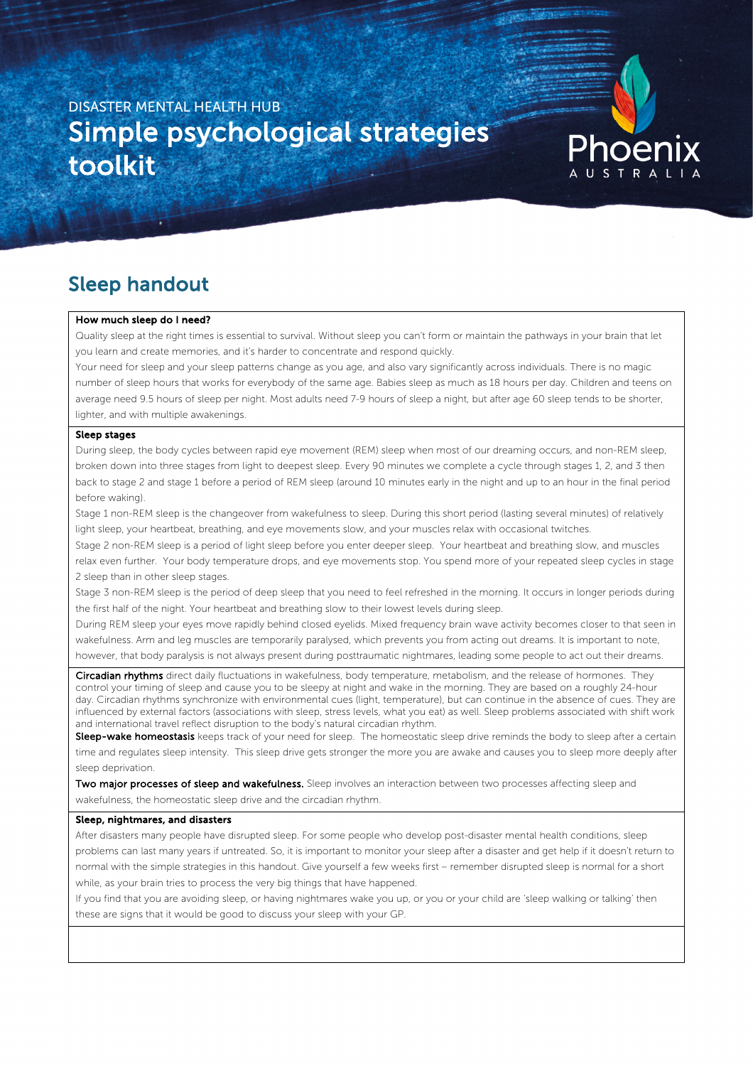DISASTER MENTAL HEALTH HUB

# Simple psychological strategies toolkit

Phoenix AUSTRALIA

## Sleep handout

**How much sleep do I need?**

Quality sleep at the right times is essential to survival. Without sleep you can't form or maintain the pathways in your brain that let you learn and create memories, and it's harder to concentrate and respond quickly.

Your need for sleep and your sleep patterns change as you age, and also vary significantly across individuals. There is no magic number of sleep hours that works for everybody of the same age. Babies sleep as much as 18 hours per day. Children and teens on average need 9.5 hours of sleep per night. Most adults need 7-9 hours of sleep a night, but after age 60 sleep tends to be shorter, lighter, and with multiple awakenings.

**Sleep stages**

During sleep, the body cycles between rapid eye movement (REM) sleep when most of our dreaming occurs, and non-REM sleep, broken down into three stages from light to deepest sleep. Every 90 minutes we complete a cycle through stages 1, 2, and 3 then back to stage 2 and stage 1 before a period of REM sleep (around 10 minutes early in the night and up to an hour in the final period before waking).

Stage 1 non-REM sleep is the changeover from wakefulness to sleep. During this short period (lasting several minutes) of relatively light sleep, your heartbeat, breathing, and eye movements slow, and your muscles relax with occasional twitches.

Stage 2 non-REM sleep is a period of light sleep before you enter deeper sleep. Your heartbeat and breathing slow, and muscles relax even further. Your body temperature drops, and eye movements stop. You spend more of your repeated sleep cycles in stage 2 sleep than in other sleep stages.

Stage 3 non-REM sleep is the period of deep sleep that you need to feel refreshed in the morning. It occurs in longer periods during the first half of the night. Your heartbeat and breathing slow to their lowest levels during sleep.

During REM sleep your eyes move rapidly behind closed eyelids. Mixed frequency brain wave activity becomes closer to that seen in wakefulness. Arm and leg muscles are temporarily paralysed, which prevents you from acting out dreams. It is important to note, however, that body paralysis is not always present during posttraumatic nightmares, leading some people to act out their dreams.

**Circadian rhythms** direct daily fluctuations in wakefulness, body temperature, metabolism, and the release of hormones. They control your timing of sleep and cause you to be sleepy at night and wake in the morning. They are based on a roughly 24-hour day. Circadian rhythms synchronize with environmental cues (light, temperature), but can continue in the absence of cues. They are influenced by external factors (associations with sleep, stress levels, what you eat) as well. Sleep problems associated with shift work and international travel reflect disruption to the body's natural circadian rhythm.

**Sleep-wake homeostasis** keeps track of your need for sleep. The homeostatic sleep drive reminds the body to sleep after a certain time and regulates sleep intensity. This sleep drive gets stronger the more you are awake and causes you to sleep more deeply after sleep deprivation.

**Two major processes of sleep and wakefulness.** Sleep involves an interaction between two processes affecting sleep and wakefulness, the homeostatic sleep drive and the circadian rhythm.

**Sleep, nightmares, and disasters**

After disasters many people have disrupted sleep. For some people who develop post-disaster mental health conditions, sleep problems can last many years if untreated. So, it is important to monitor your sleep after a disaster and get help if it doesn't return to normal with the simple strategies in this handout. Give yourself a few weeks first – remember disrupted sleep is normal for a short while, as your brain tries to process the very big things that have happened.

If you find that you are avoiding sleep, or having nightmares wake you up, or you or your child are 'sleep walking or talking' then these are signs that it would be good to discuss your sleep with your GP.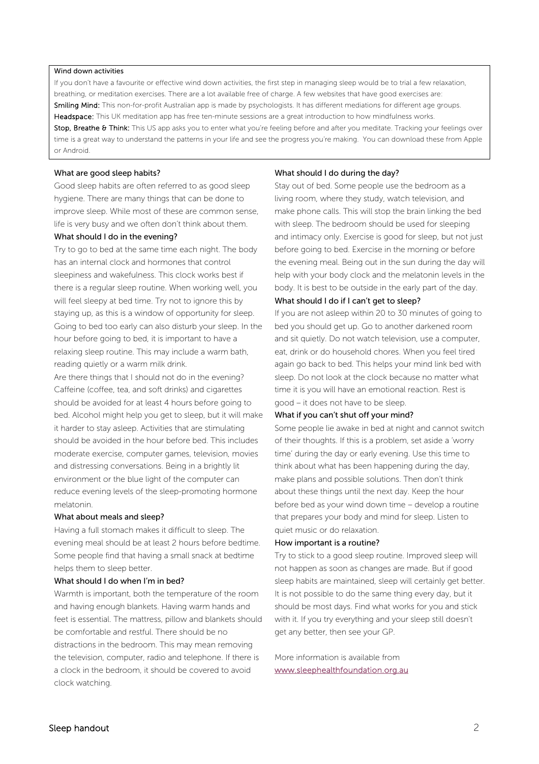### Wind down activities

If you don't have a favourite or effective wind down activities, the first step in managing sleep would be to trial a few relaxation, breathing, or meditation exercises. There are a lot available free of charge. A few websites that have good exercises are:

**Smiling Mind:** This non-for-profit Australian app is made by psychologists. It has different mediations for different age groups.

**Headspace:** This UK meditation app has free ten-minute sessions are a great introduction to how mindfulness works.

**Stop, Breathe & Think:** This US app asks you to enter what you're feeling before and after you meditate. Tracking your feelings over time is a great way to understand the patterns in your life and see the progress you're making. You can download these from Apple or Android.

### What are good sleep habits?

Good sleep habits are often referred to as good sleep hygiene. There are many things that can be done to improve sleep. While most of these are common sense, life is very busy and we often don't think about them.

### What should I do in the evening?

Try to go to bed at the same time each night. The body has an internal clock and hormones that control sleepiness and wakefulness. This clock works best if there is a regular sleep routine. When working well, you will feel sleepy at bed time. Try not to ignore this by staying up, as this is a window of opportunity for sleep. Going to bed too early can also disturb your sleep. In the hour before going to bed, it is important to have a relaxing sleep routine. This may include a warm bath, reading quietly or a warm milk drink.

Are there things that I should not do in the evening? Caffeine (coffee, tea, and soft drinks) and cigarettes should be avoided for at least 4 hours before going to bed. Alcohol might help you get to sleep, but it will make it harder to stay asleep. Activities that are stimulating should be avoided in the hour before bed. This includes moderate exercise, computer games, television, movies and distressing conversations. Being in a brightly lit environment or the blue light of the computer can reduce evening levels of the sleep-promoting hormone melatonin.

### What about meals and sleep?

Having a full stomach makes it difficult to sleep. The evening meal should be at least 2 hours before bedtime. Some people find that having a small snack at bedtime helps them to sleep better.

### What should I do when I'm in bed?

Warmth is important, both the temperature of the room and having enough blankets. Having warm hands and feet is essential. The mattress, pillow and blankets should be comfortable and restful. There should be no distractions in the bedroom. This may mean removing the television, computer, radio and telephone. If there is a clock in the bedroom, it should be covered to avoid clock watching.

### What should I do during the day?

Stay out of bed. Some people use the bedroom as a living room, where they study, watch television, and make phone calls. This will stop the brain linking the bed with sleep. The bedroom should be used for sleeping and intimacy only. Exercise is good for sleep, but not just before going to bed. Exercise in the morning or before the evening meal. Being out in the sun during the day will help with your body clock and the melatonin levels in the body. It is best to be outside in the early part of the day.

### What should I do if I can't get to sleep?

If you are not asleep within 20 to 30 minutes of going to bed you should get up. Go to another darkened room and sit quietly. Do not watch television, use a computer, eat, drink or do household chores. When you feel tired again go back to bed. This helps your mind link bed with sleep. Do not look at the clock because no matter what time it is you will have an emotional reaction. Rest is good – it does not have to be sleep.

### What if you can't shut off your mind?

Some people lie awake in bed at night and cannot switch of their thoughts. If this is a problem, set aside a 'worry time' during the day or early evening. Use this time to think about what has been happening during the day, make plans and possible solutions. Then don't think about these things until the next day. Keep the hour before bed as your wind down time – develop a routine that prepares your body and mind for sleep. Listen to quiet music or do relaxation.

### How important is a routine?

Try to stick to a good sleep routine. Improved sleep will not happen as soon as changes are made. But if good sleep habits are maintained, sleep will certainly get better. It is not possible to do the same thing every day, but it should be most days. Find what works for you and stick with it. If you try everything and your sleep still doesn't get any better, then see your GP.

More information is available from [www.sleephealthfoundation.org.au](http://www.sleephealthfoundation.org.au)